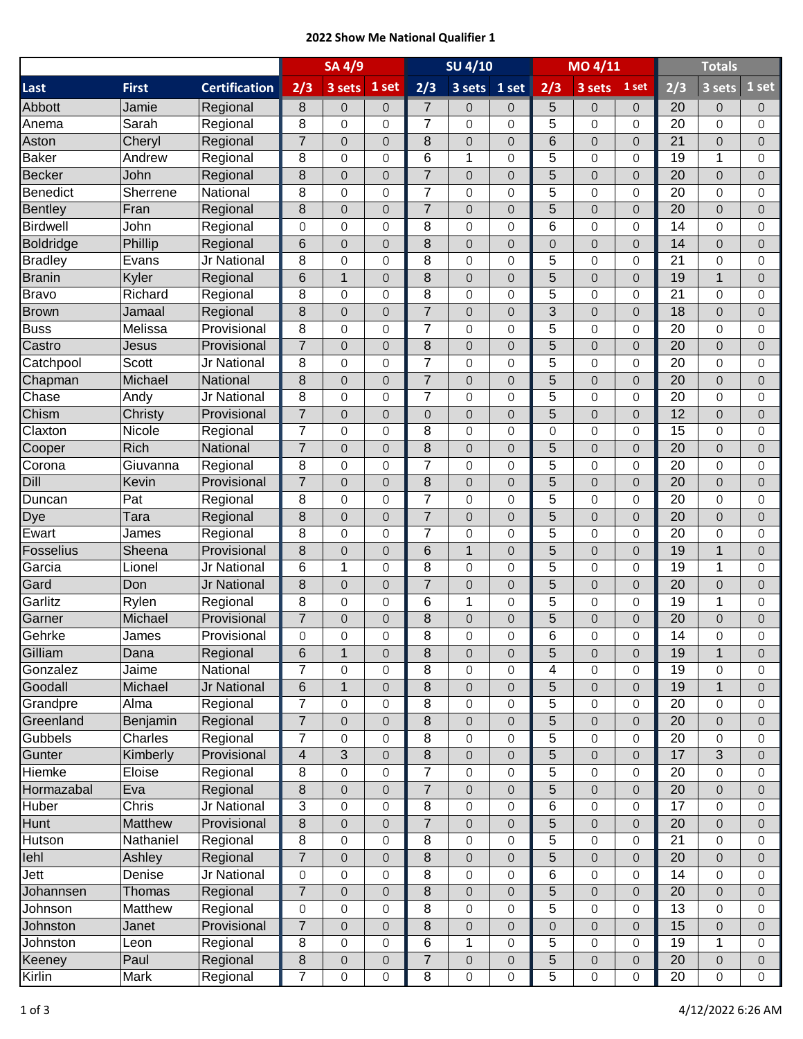# 2022 Show Me National Qualifier 1

| | | | SA 4/9 | | | SU 4/10 | | | MO 4/11 | | | Totals | | |
|---|---|---|---|---|---|---|---|---|---|---|---|---|---|---|
| Last | First | Certification | 2/3 | 3 sets | 1 set | 2/3 | 3 sets | 1 set | 2/3 | 3 sets | 1 set | 2/3 | 3 sets | 1 set |
| Abbott | Jamie | Regional | 8 | 0 | 0 | 7 | 0 | 0 | 5 | 0 | 0 | 20 | 0 | 0 |
| Anema | Sarah | Regional | 8 | 0 | 0 | 7 | 0 | 0 | 5 | 0 | 0 | 20 | 0 | 0 |
| Aston | Cheryl | Regional | 7 | 0 | 0 | 8 | 0 | 0 | 6 | 0 | 0 | 21 | 0 | 0 |
| Baker | Andrew | Regional | 8 | 0 | 0 | 6 | 1 | 0 | 5 | 0 | 0 | 19 | 1 | 0 |
| Becker | John | Regional | 8 | 0 | 0 | 7 | 0 | 0 | 5 | 0 | 0 | 20 | 0 | 0 |
| Benedict | Sherrene | National | 8 | 0 | 0 | 7 | 0 | 0 | 5 | 0 | 0 | 20 | 0 | 0 |
| Bentley | Fran | Regional | 8 | 0 | 0 | 7 | 0 | 0 | 5 | 0 | 0 | 20 | 0 | 0 |
| Birdwell | John | Regional | 0 | 0 | 0 | 8 | 0 | 0 | 6 | 0 | 0 | 14 | 0 | 0 |
| Boldridge | Phillip | Regional | 6 | 0 | 0 | 8 | 0 | 0 | 0 | 0 | 0 | 14 | 0 | 0 |
| Bradley | Evans | Jr National | 8 | 0 | 0 | 8 | 0 | 0 | 5 | 0 | 0 | 21 | 0 | 0 |
| Branin | Kyler | Regional | 6 | 1 | 0 | 8 | 0 | 0 | 5 | 0 | 0 | 19 | 1 | 0 |
| Bravo | Richard | Regional | 8 | 0 | 0 | 8 | 0 | 0 | 5 | 0 | 0 | 21 | 0 | 0 |
| Brown | Jamaal | Regional | 8 | 0 | 0 | 7 | 0 | 0 | 3 | 0 | 0 | 18 | 0 | 0 |
| Buss | Melissa | Provisional | 8 | 0 | 0 | 7 | 0 | 0 | 5 | 0 | 0 | 20 | 0 | 0 |
| Castro | Jesus | Provisional | 7 | 0 | 0 | 8 | 0 | 0 | 5 | 0 | 0 | 20 | 0 | 0 |
| Catchpool | Scott | Jr National | 8 | 0 | 0 | 7 | 0 | 0 | 5 | 0 | 0 | 20 | 0 | 0 |
| Chapman | Michael | National | 8 | 0 | 0 | 7 | 0 | 0 | 5 | 0 | 0 | 20 | 0 | 0 |
| Chase | Andy | Jr National | 8 | 0 | 0 | 7 | 0 | 0 | 5 | 0 | 0 | 20 | 0 | 0 |
| Chism | Christy | Provisional | 7 | 0 | 0 | 0 | 0 | 0 | 5 | 0 | 0 | 12 | 0 | 0 |
| Claxton | Nicole | Regional | 7 | 0 | 0 | 8 | 0 | 0 | 0 | 0 | 0 | 15 | 0 | 0 |
| Cooper | Rich | National | 7 | 0 | 0 | 8 | 0 | 0 | 5 | 0 | 0 | 20 | 0 | 0 |
| Corona | Giuvanna | Regional | 8 | 0 | 0 | 7 | 0 | 0 | 5 | 0 | 0 | 20 | 0 | 0 |
| Dill | Kevin | Provisional | 7 | 0 | 0 | 8 | 0 | 0 | 5 | 0 | 0 | 20 | 0 | 0 |
| Duncan | Pat | Regional | 8 | 0 | 0 | 7 | 0 | 0 | 5 | 0 | 0 | 20 | 0 | 0 |
| Dye | Tara | Regional | 8 | 0 | 0 | 7 | 0 | 0 | 5 | 0 | 0 | 20 | 0 | 0 |
| Ewart | James | Regional | 8 | 0 | 0 | 7 | 0 | 0 | 5 | 0 | 0 | 20 | 0 | 0 |
| Fosselius | Sheena | Provisional | 8 | 0 | 0 | 6 | 1 | 0 | 5 | 0 | 0 | 19 | 1 | 0 |
| Garcia | Lionel | Jr National | 6 | 1 | 0 | 8 | 0 | 0 | 5 | 0 | 0 | 19 | 1 | 0 |
| Gard | Don | Jr National | 8 | 0 | 0 | 7 | 0 | 0 | 5 | 0 | 0 | 20 | 0 | 0 |
| Garlitz | Rylen | Regional | 8 | 0 | 0 | 6 | 1 | 0 | 5 | 0 | 0 | 19 | 1 | 0 |
| Garner | Michael | Provisional | 7 | 0 | 0 | 8 | 0 | 0 | 5 | 0 | 0 | 20 | 0 | 0 |
| Gehrke | James | Provisional | 0 | 0 | 0 | 8 | 0 | 0 | 6 | 0 | 0 | 14 | 0 | 0 |
| Gilliam | Dana | Regional | 6 | 1 | 0 | 8 | 0 | 0 | 5 | 0 | 0 | 19 | 1 | 0 |
| Gonzalez | Jaime | National | 7 | 0 | 0 | 8 | 0 | 0 | 4 | 0 | 0 | 19 | 0 | 0 |
| Goodall | Michael | Jr National | 6 | 1 | 0 | 8 | 0 | 0 | 5 | 0 | 0 | 19 | 1 | 0 |
| Grandpre | Alma | Regional | 7 | 0 | 0 | 8 | 0 | 0 | 5 | 0 | 0 | 20 | 0 | 0 |
| Greenland | Benjamin | Regional | 7 | 0 | 0 | 8 | 0 | 0 | 5 | 0 | 0 | 20 | 0 | 0 |
| Gubbels | Charles | Regional | 7 | 0 | 0 | 8 | 0 | 0 | 5 | 0 | 0 | 20 | 0 | 0 |
| Gunter | Kimberly | Provisional | 4 | 3 | 0 | 8 | 0 | 0 | 5 | 0 | 0 | 17 | 3 | 0 |
| Hiemke | Eloise | Regional | 8 | 0 | 0 | 7 | 0 | 0 | 5 | 0 | 0 | 20 | 0 | 0 |
| Hormazabal | Eva | Regional | 8 | 0 | 0 | 7 | 0 | 0 | 5 | 0 | 0 | 20 | 0 | 0 |
| Huber | Chris | Jr National | 3 | 0 | 0 | 8 | 0 | 0 | 6 | 0 | 0 | 17 | 0 | 0 |
| Hunt | Matthew | Provisional | 8 | 0 | 0 | 7 | 0 | 0 | 5 | 0 | 0 | 20 | 0 | 0 |
| Hutson | Nathaniel | Regional | 8 | 0 | 0 | 8 | 0 | 0 | 5 | 0 | 0 | 21 | 0 | 0 |
| Iehl | Ashley | Regional | 7 | 0 | 0 | 8 | 0 | 0 | 5 | 0 | 0 | 20 | 0 | 0 |
| Jett | Denise | Jr National | 0 | 0 | 0 | 8 | 0 | 0 | 6 | 0 | 0 | 14 | 0 | 0 |
| Johannsen | Thomas | Regional | 7 | 0 | 0 | 8 | 0 | 0 | 5 | 0 | 0 | 20 | 0 | 0 |
| Johnson | Matthew | Regional | 0 | 0 | 0 | 8 | 0 | 0 | 5 | 0 | 0 | 13 | 0 | 0 |
| Johnston | Janet | Provisional | 7 | 0 | 0 | 8 | 0 | 0 | 0 | 0 | 0 | 15 | 0 | 0 |
| Johnston | Leon | Regional | 8 | 0 | 0 | 6 | 1 | 0 | 5 | 0 | 0 | 19 | 1 | 0 |
| Keeney | Paul | Regional | 8 | 0 | 0 | 7 | 0 | 0 | 5 | 0 | 0 | 20 | 0 | 0 |
| Kirlin | Mark | Regional | 7 | 0 | 0 | 8 | 0 | 0 | 5 | 0 | 0 | 20 | 0 | 0 |

4/12/2022 6:26 AM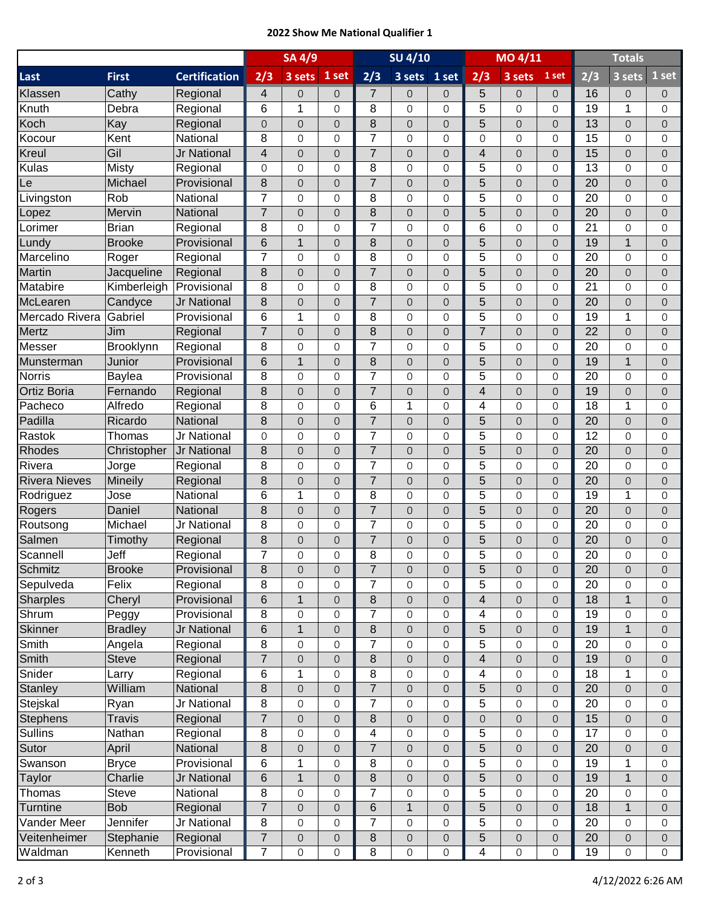# 2022 Show Me National Qualifier 1

| | | | SA 4/9 | | | SU 4/10 | | | MO 4/11 | | | Totals | | |
|---|---|---|---|---|---|---|---|---|---|---|---|---|---|---|
| Last | First | Certification | 2/3 | 3 sets | 1 set | 2/3 | 3 sets | 1 set | 2/3 | 3 sets | 1 set | 2/3 | 3 sets | 1 set |
| Klassen | Cathy | Regional | 4 | 0 | 0 | 7 | 0 | 0 | 5 | 0 | 0 | 16 | 0 | 0 |
| Knuth | Debra | Regional | 6 | 1 | 0 | 8 | 0 | 0 | 5 | 0 | 0 | 19 | 1 | 0 |
| Koch | Kay | Regional | 0 | 0 | 0 | 8 | 0 | 0 | 5 | 0 | 0 | 13 | 0 | 0 |
| Kocour | Kent | National | 8 | 0 | 0 | 7 | 0 | 0 | 0 | 0 | 0 | 15 | 0 | 0 |
| Kreul | Gil | Jr National | 4 | 0 | 0 | 7 | 0 | 0 | 4 | 0 | 0 | 15 | 0 | 0 |
| Kulas | Misty | Regional | 0 | 0 | 0 | 8 | 0 | 0 | 5 | 0 | 0 | 13 | 0 | 0 |
| Le | Michael | Provisional | 8 | 0 | 0 | 7 | 0 | 0 | 5 | 0 | 0 | 20 | 0 | 0 |
| Livingston | Rob | National | 7 | 0 | 0 | 8 | 0 | 0 | 5 | 0 | 0 | 20 | 0 | 0 |
| Lopez | Mervin | National | 7 | 0 | 0 | 8 | 0 | 0 | 5 | 0 | 0 | 20 | 0 | 0 |
| Lorimer | Brian | Regional | 8 | 0 | 0 | 7 | 0 | 0 | 6 | 0 | 0 | 21 | 0 | 0 |
| Lundy | Brooke | Provisional | 6 | 1 | 0 | 8 | 0 | 0 | 5 | 0 | 0 | 19 | 1 | 0 |
| Marcelino | Roger | Regional | 7 | 0 | 0 | 8 | 0 | 0 | 5 | 0 | 0 | 20 | 0 | 0 |
| Martin | Jacqueline | Regional | 8 | 0 | 0 | 7 | 0 | 0 | 5 | 0 | 0 | 20 | 0 | 0 |
| Matabire | Kimberleigh | Provisional | 8 | 0 | 0 | 8 | 0 | 0 | 5 | 0 | 0 | 21 | 0 | 0 |
| McLearen | Candyce | Jr National | 8 | 0 | 0 | 7 | 0 | 0 | 5 | 0 | 0 | 20 | 0 | 0 |
| Mercado Rivera | Gabriel | Provisional | 6 | 1 | 0 | 8 | 0 | 0 | 5 | 0 | 0 | 19 | 1 | 0 |
| Mertz | Jim | Regional | 7 | 0 | 0 | 8 | 0 | 0 | 7 | 0 | 0 | 22 | 0 | 0 |
| Messer | Brooklynn | Regional | 8 | 0 | 0 | 7 | 0 | 0 | 5 | 0 | 0 | 20 | 0 | 0 |
| Munsterman | Junior | Provisional | 6 | 1 | 0 | 8 | 0 | 0 | 5 | 0 | 0 | 19 | 1 | 0 |
| Norris | Baylea | Provisional | 8 | 0 | 0 | 7 | 0 | 0 | 5 | 0 | 0 | 20 | 0 | 0 |
| Ortiz Boria | Fernando | Regional | 8 | 0 | 0 | 7 | 0 | 0 | 4 | 0 | 0 | 19 | 0 | 0 |
| Pacheco | Alfredo | Regional | 8 | 0 | 0 | 6 | 1 | 0 | 4 | 0 | 0 | 18 | 1 | 0 |
| Padilla | Ricardo | National | 8 | 0 | 0 | 7 | 0 | 0 | 5 | 0 | 0 | 20 | 0 | 0 |
| Rastok | Thomas | Jr National | 0 | 0 | 0 | 7 | 0 | 0 | 5 | 0 | 0 | 12 | 0 | 0 |
| Rhodes | Christopher | Jr National | 8 | 0 | 0 | 7 | 0 | 0 | 5 | 0 | 0 | 20 | 0 | 0 |
| Rivera | Jorge | Regional | 8 | 0 | 0 | 7 | 0 | 0 | 5 | 0 | 0 | 20 | 0 | 0 |
| Rivera Nieves | Mineily | Regional | 8 | 0 | 0 | 7 | 0 | 0 | 5 | 0 | 0 | 20 | 0 | 0 |
| Rodriguez | Jose | National | 6 | 1 | 0 | 8 | 0 | 0 | 5 | 0 | 0 | 19 | 1 | 0 |
| Rogers | Daniel | National | 8 | 0 | 0 | 7 | 0 | 0 | 5 | 0 | 0 | 20 | 0 | 0 |
| Routsong | Michael | Jr National | 8 | 0 | 0 | 7 | 0 | 0 | 5 | 0 | 0 | 20 | 0 | 0 |
| Salmen | Timothy | Regional | 8 | 0 | 0 | 7 | 0 | 0 | 5 | 0 | 0 | 20 | 0 | 0 |
| Scannell | Jeff | Regional | 7 | 0 | 0 | 8 | 0 | 0 | 5 | 0 | 0 | 20 | 0 | 0 |
| Schmitz | Brooke | Provisional | 8 | 0 | 0 | 7 | 0 | 0 | 5 | 0 | 0 | 20 | 0 | 0 |
| Sepulveda | Felix | Regional | 8 | 0 | 0 | 7 | 0 | 0 | 5 | 0 | 0 | 20 | 0 | 0 |
| Sharples | Cheryl | Provisional | 6 | 1 | 0 | 8 | 0 | 0 | 4 | 0 | 0 | 18 | 1 | 0 |
| Shrum | Peggy | Provisional | 8 | 0 | 0 | 7 | 0 | 0 | 4 | 0 | 0 | 19 | 0 | 0 |
| Skinner | Bradley | Jr National | 6 | 1 | 0 | 8 | 0 | 0 | 5 | 0 | 0 | 19 | 1 | 0 |
| Smith | Angela | Regional | 8 | 0 | 0 | 7 | 0 | 0 | 5 | 0 | 0 | 20 | 0 | 0 |
| Smith | Steve | Regional | 7 | 0 | 0 | 8 | 0 | 0 | 4 | 0 | 0 | 19 | 0 | 0 |
| Snider | Larry | Regional | 6 | 1 | 0 | 8 | 0 | 0 | 4 | 0 | 0 | 18 | 1 | 0 |
| Stanley | William | National | 8 | 0 | 0 | 7 | 0 | 0 | 5 | 0 | 0 | 20 | 0 | 0 |
| Stejskal | Ryan | Jr National | 8 | 0 | 0 | 7 | 0 | 0 | 5 | 0 | 0 | 20 | 0 | 0 |
| Stephens | Travis | Regional | 7 | 0 | 0 | 8 | 0 | 0 | 0 | 0 | 0 | 15 | 0 | 0 |
| Sullins | Nathan | Regional | 8 | 0 | 0 | 4 | 0 | 0 | 5 | 0 | 0 | 17 | 0 | 0 |
| Sutor | April | National | 8 | 0 | 0 | 7 | 0 | 0 | 5 | 0 | 0 | 20 | 0 | 0 |
| Swanson | Bryce | Provisional | 6 | 1 | 0 | 8 | 0 | 0 | 5 | 0 | 0 | 19 | 1 | 0 |
| Taylor | Charlie | Jr National | 6 | 1 | 0 | 8 | 0 | 0 | 5 | 0 | 0 | 19 | 1 | 0 |
| Thomas | Steve | National | 8 | 0 | 0 | 7 | 0 | 0 | 5 | 0 | 0 | 20 | 0 | 0 |
| Turntine | Bob | Regional | 7 | 0 | 0 | 6 | 1 | 0 | 5 | 0 | 0 | 18 | 1 | 0 |
| Vander Meer | Jennifer | Jr National | 8 | 0 | 0 | 7 | 0 | 0 | 5 | 0 | 0 | 20 | 0 | 0 |
| Veitenheimer | Stephanie | Regional | 7 | 0 | 0 | 8 | 0 | 0 | 5 | 0 | 0 | 20 | 0 | 0 |
| Waldman | Kenneth | Provisional | 7 | 0 | 0 | 8 | 0 | 0 | 4 | 0 | 0 | 19 | 0 | 0 |

4/12/2022 6:26 AM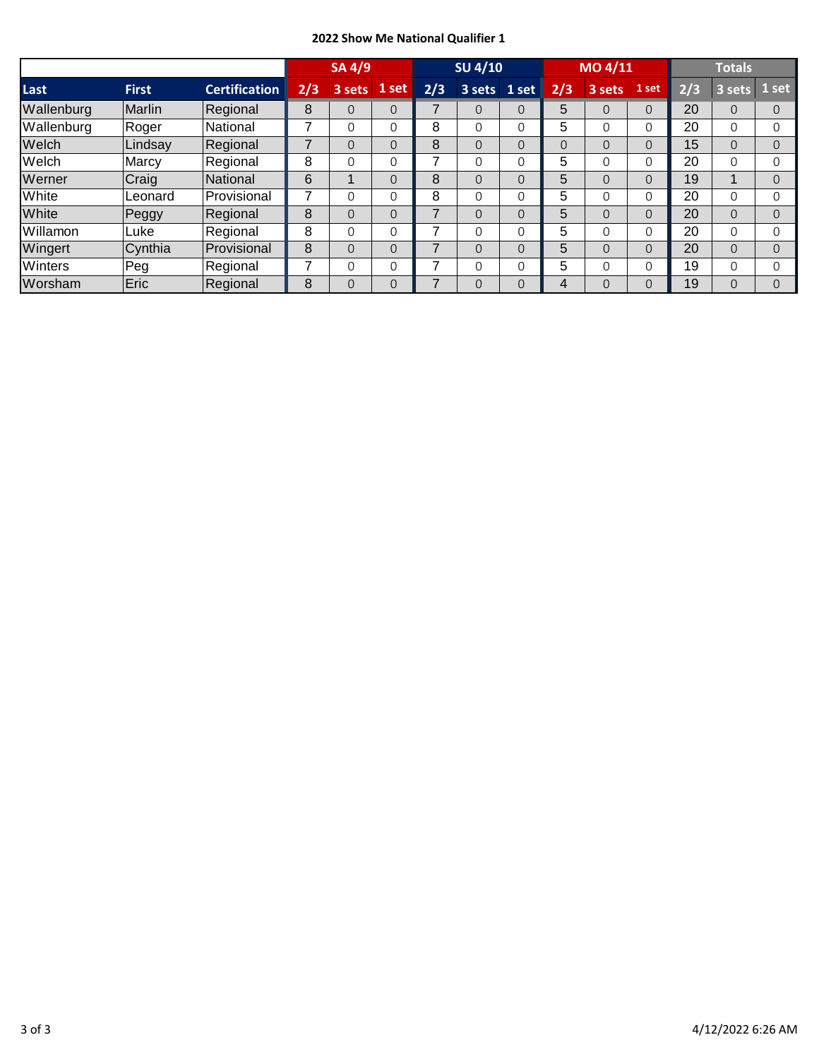**2022 Show Me National Qualifier 1**

| | | | SA 4/9 | | | SU 4/10 | | | MO 4/11 | | | Totals | | |
|---|---|---|---|---|---|---|---|---|---|---|---|---|---|---|
| Last | First | Certification | 2/3 | 3 sets | 1 set | 2/3 | 3 sets | 1 set | 2/3 | 3 sets | 1 set | 2/3 | 3 sets | 1 set |
| Wallenburg | Marlin | Regional | 8 | 0 | 0 | 7 | 0 | 0 | 5 | 0 | 0 | 20 | 0 | 0 |
| Wallenburg | Roger | National | 7 | 0 | 0 | 8 | 0 | 0 | 5 | 0 | 0 | 20 | 0 | 0 |
| Welch | Lindsay | Regional | 7 | 0 | 0 | 8 | 0 | 0 | 0 | 0 | 0 | 15 | 0 | 0 |
| Welch | Marcy | Regional | 8 | 0 | 0 | 7 | 0 | 0 | 5 | 0 | 0 | 20 | 0 | 0 |
| Werner | Craig | National | 6 | 1 | 0 | 8 | 0 | 0 | 5 | 0 | 0 | 19 | 1 | 0 |
| White | Leonard | Provisional | 7 | 0 | 0 | 8 | 0 | 0 | 5 | 0 | 0 | 20 | 0 | 0 |
| White | Peggy | Regional | 8 | 0 | 0 | 7 | 0 | 0 | 5 | 0 | 0 | 20 | 0 | 0 |
| Willamon | Luke | Regional | 8 | 0 | 0 | 7 | 0 | 0 | 5 | 0 | 0 | 20 | 0 | 0 |
| Wingert | Cynthia | Provisional | 8 | 0 | 0 | 7 | 0 | 0 | 5 | 0 | 0 | 20 | 0 | 0 |
| Winters | Peg | Regional | 7 | 0 | 0 | 7 | 0 | 0 | 5 | 0 | 0 | 19 | 0 | 0 |
| Worsham | Eric | Regional | 8 | 0 | 0 | 7 | 0 | 0 | 4 | 0 | 0 | 19 | 0 | 0 |

4/12/2022 6:26 AM